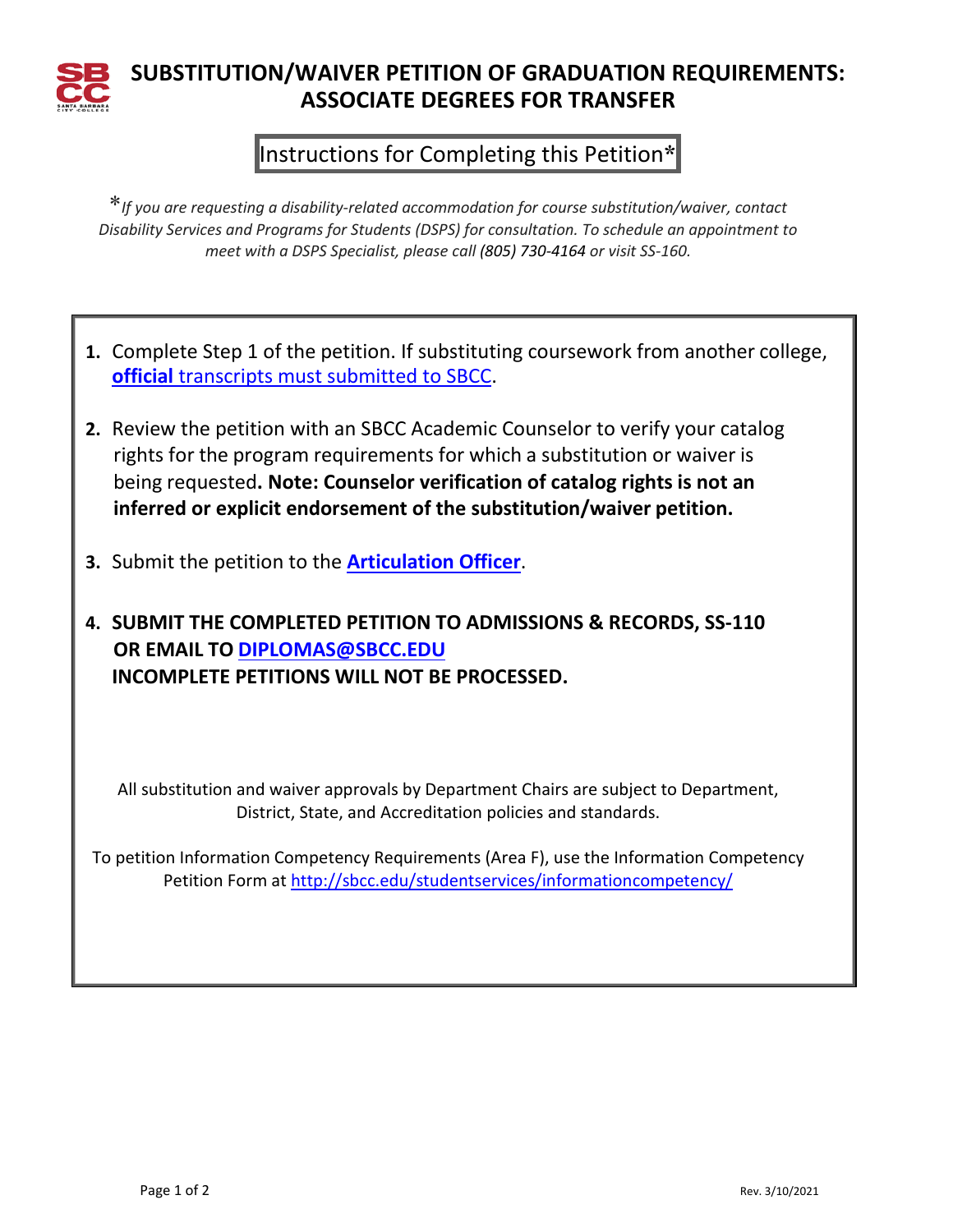# SUBSTITUTION/WAIVER PETITION OF GRADUATION REQUIREMENTS: ASSOCIATE DEGREES FOR TRANSFER

## Instructions for Completing this Petition*

**\***_If you are requesting a disability-related accommodation for course substitution/waiver, contact Disability Services and Programs for Students (DSPS) for consultation. To schedule an appointment to meet with a DSPS Specialist, please call (805) 730-4164 or visit SS-160._

1. Complete Step 1 of the petition. If substituting coursework from another college, **official** transcripts must submitted to SBCC.

2. Review the petition with an SBCC Academic Counselor to verify your catalog rights for the program requirements for which a substitution or waiver is being requested**. Note: Counselor verification of catalog rights is not an inferred or explicit endorsement of the substitution/waiver petition.**

3. Submit the petition to the **Articulation Officer**.

4. **SUBMIT THE COMPLETED PETITION TO ADMISSIONS & RECORDS, SS-110 OR EMAIL TO DIPLOMAS@SBCC.EDU INCOMPLETE PETITIONS WILL NOT BE PROCESSED.**

All substitution and waiver approvals by Department Chairs are subject to Department, District, State, and Accreditation policies and standards.

To petition Information Competency Requirements (Area F), use the Information Competency Petition Form at http://sbcc.edu/studentservices/informationcompetency/

Rev. 3/10/2021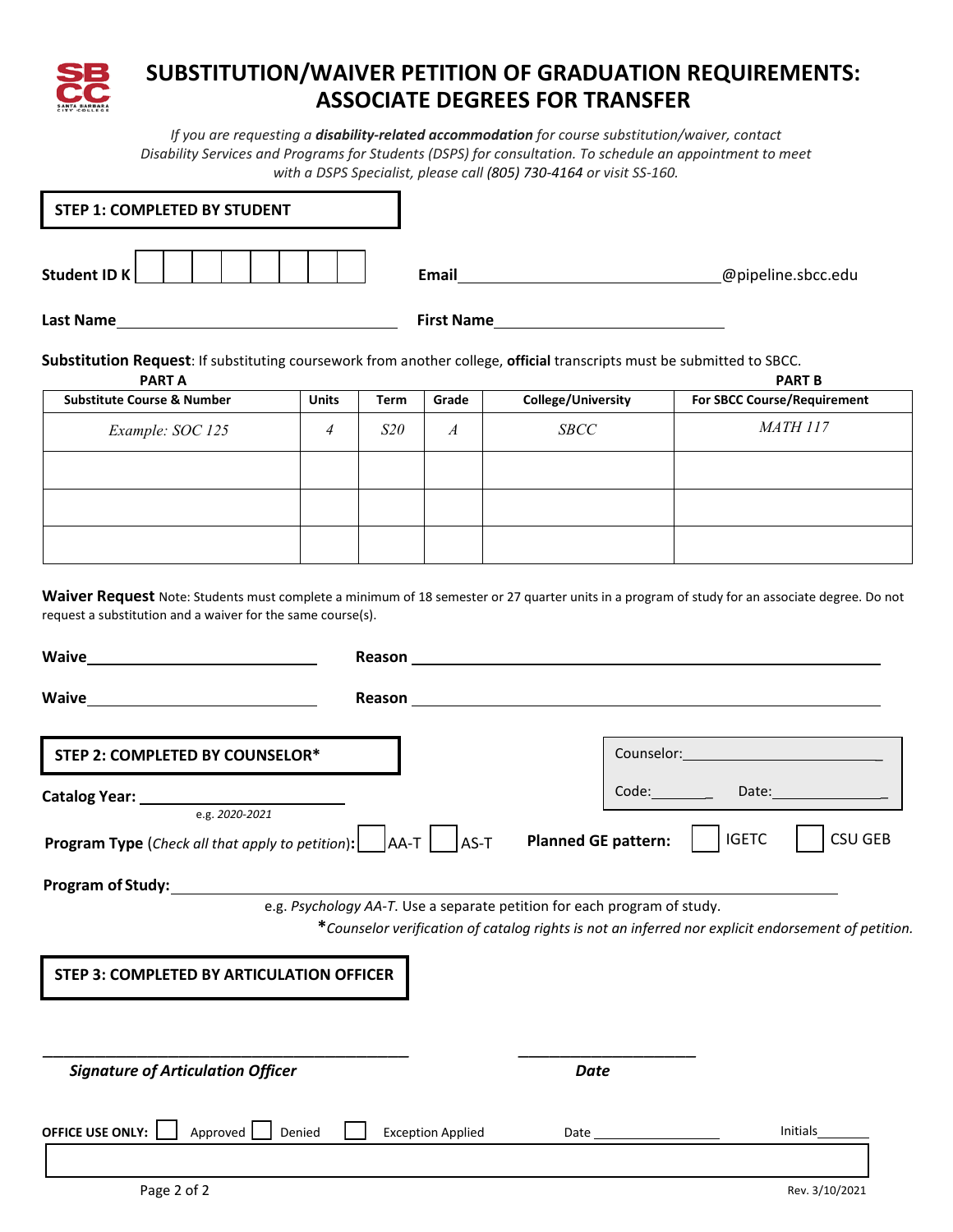# SUBSTITUTION/WAIVER PETITION OF GRADUATION REQUIREMENTS: ASSOCIATE DEGREES FOR TRANSFER

*If you are requesting a **disability-related accommodation** for course substitution/waiver, contact Disability Services and Programs for Students (DSPS) for consultation. To schedule an appointment to meet with a DSPS Specialist, please call (805) 730-4164 or visit SS-160.*

## STEP 1: COMPLETED BY STUDENT

**Student ID K** ________ **Email** ____________________@pipeline.sbcc.edu

**Last Name** ____________________ **First Name** ____________________

**Substitution Request**: If substituting coursework from another college, **official** transcripts must be submitted to SBCC.

| PART A | | | | | PART B |
|---|---|---|---|---|---|
| **Substitute Course & Number** | **Units** | **Term** | **Grade** | **College/University** | **For SBCC Course/Requirement** |
| *Example: SOC 125* | *4* | *S20* | *A* | *SBCC* | *MATH 117* |
| | | | | | |
| | | | | | |
| | | | | | |

**Waiver Request** Note: Students must complete a minimum of 18 semester or 27 quarter units in a program of study for an associate degree. Do not request a substitution and a waiver for the same course(s).

**Waive** ____________________ **Reason** ____________________

**Waive** ____________________ **Reason** ____________________

## STEP 2: COMPLETED BY COUNSELOR*

Counselor: ____________________

Code: ________ Date: ____________

**Catalog Year:** ____________________
e.g. *2020-2021*

**Program Type** (*Check all that apply to petition*): ☐ AA-T ☐ AS-T

**Planned GE pattern:** ☐ IGETC ☐ CSU GEB

**Program of Study:** ____________________

e.g. *Psychology AA-T*. Use a separate petition for each program of study.

***Counselor verification of catalog rights is not an inferred nor explicit endorsement of petition.***

## STEP 3: COMPLETED BY ARTICULATION OFFICER

____________________ ____________________

***Signature of Articulation Officer*** ***Date***

**OFFICE USE ONLY:** ☐ Approved ☐ Denied ☐ Exception Applied Date ____________ Initials________

Rev. 3/10/2021